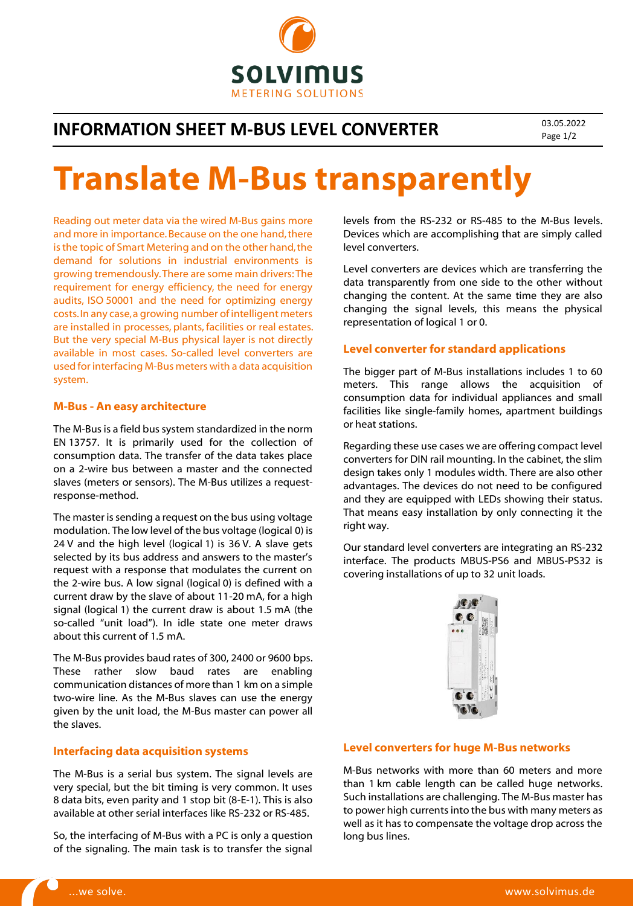# INFORMATION SHEET M-BUS LEVEL CONVERTER

03.05.2022

# Translate M-Bus transparently

Reading out meter data via the wired M-Bus gains more and more in importance. Because on the one hand, there is the topic of Smart Metering and on the other hand, the demand for solutions in industrial environments is growing tremendously. There are some main drivers: The requirement for energy efficiency, the need for energy audits, ISO 50001 and the need for optimizing energy costs. In any case, a growing number of intelligent meters are installed in processes, plants, facilities or real estates. But the very special M-Bus physical layer is not directly available in most cases. So-called level converters are used for interfacing M-Bus meters with a data acquisition system.

## M-Bus - An easy architecture

The M-Bus is a field bus system standardized in the norm EN 13757. It is primarily used for the collection of consumption data. The transfer of the data takes place on a 2-wire bus between a master and the connected slaves (meters or sensors). The M-Bus utilizes a request-response-method.

The master is sending a request on the bus using voltage modulation. The low level of the bus voltage (logical 0) is 24 V and the high level (logical 1) is 36 V. A slave gets selected by its bus address and answers to the master's request with a response that modulates the current on the 2-wire bus. A low signal (logical 0) is defined with a current draw by the slave of about 11-20 mA, for a high signal (logical 1) the current draw is about 1.5 mA (the so-called "unit load"). In idle state one meter draws about this current of 1.5 mA.

The M-Bus provides baud rates of 300, 2400 or 9600 bps. These rather slow baud rates are enabling communication distances of more than 1 km on a simple two-wire line. As the M-Bus slaves can use the energy given by the unit load, the M-Bus master can power all the slaves.

## Interfacing data acquisition systems

The M-Bus is a serial bus system. The signal levels are very special, but the bit timing is very common. It uses 8 data bits, even parity and 1 stop bit (8-E-1). This is also available at other serial interfaces like RS-232 or RS-485.

So, the interfacing of M-Bus with a PC is only a question of the signaling. The main task is to transfer the signal levels from the RS-232 or RS-485 to the M-Bus levels. Devices which are accomplishing that are simply called level converters.

Level converters are devices which are transferring the data transparently from one side to the other without changing the content. At the same time they are also changing the signal levels, this means the physical representation of logical 1 or 0.

## Level converter for standard applications

The bigger part of M-Bus installations includes 1 to 60 meters. This range allows the acquisition of consumption data for individual appliances and small facilities like single-family homes, apartment buildings or heat stations.

Regarding these use cases we are offering compact level converters for DIN rail mounting. In the cabinet, the slim design takes only 1 modules width. There are also other advantages. The devices do not need to be configured and they are equipped with LEDs showing their status. That means easy installation by only connecting it the right way.

Our standard level converters are integrating an RS-232 interface. The products MBUS-PS6 and MBUS-PS32 is covering installations of up to 32 unit loads.

## Level converters for huge M-Bus networks

M-Bus networks with more than 60 meters and more than 1 km cable length can be called huge networks. Such installations are challenging. The M-Bus master has to power high currents into the bus with many meters as well as it has to compensate the voltage drop across the long bus lines.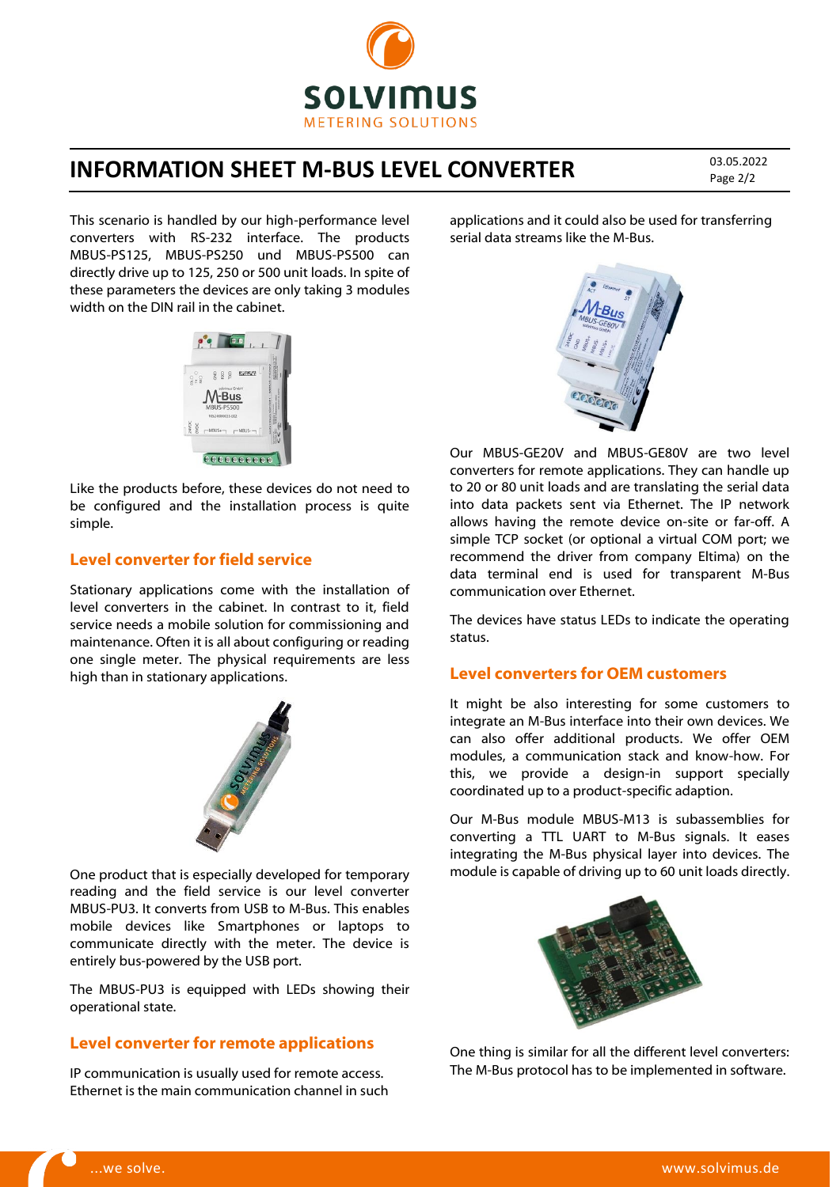This scenario is handled by our high-performance level converters with RS-232 interface. The products MBUS-PS125, MBUS-PS250 und MBUS-PS500 can directly drive up to 125, 250 or 500 unit loads. In spite of these parameters the devices are only taking 3 modules width on the DIN rail in the cabinet.

Like the products before, these devices do not need to be configured and the installation process is quite simple.

## Level converter for field service

Stationary applications come with the installation of level converters in the cabinet. In contrast to it, field service needs a mobile solution for commissioning and maintenance. Often it is all about configuring or reading one single meter. The physical requirements are less high than in stationary applications.

One product that is especially developed for temporary reading and the field service is our level converter MBUS-PU3. It converts from USB to M-Bus. This enables mobile devices like Smartphones or laptops to communicate directly with the meter. The device is entirely bus-powered by the USB port.

The MBUS-PU3 is equipped with LEDs showing their operational state.

## Level converter for remote applications

IP communication is usually used for remote access. Ethernet is the main communication channel in such applications and it could also be used for transferring serial data streams like the M-Bus.

Our MBUS-GE20V and MBUS-GE80V are two level converters for remote applications. They can handle up to 20 or 80 unit loads and are translating the serial data into data packets sent via Ethernet. The IP network allows having the remote device on-site or far-off. A simple TCP socket (or optional a virtual COM port; we recommend the driver from company Eltima) on the data terminal end is used for transparent M-Bus communication over Ethernet.

The devices have status LEDs to indicate the operating status.

## Level converters for OEM customers

It might be also interesting for some customers to integrate an M-Bus interface into their own devices. We can also offer additional products. We offer OEM modules, a communication stack and know-how. For this, we provide a design-in support specially coordinated up to a product-specific adaption.

Our M-Bus module MBUS-M13 is subassemblies for converting a TTL UART to M-Bus signals. It eases integrating the M-Bus physical layer into devices. The module is capable of driving up to 60 unit loads directly.

One thing is similar for all the different level converters: The M-Bus protocol has to be implemented in software.